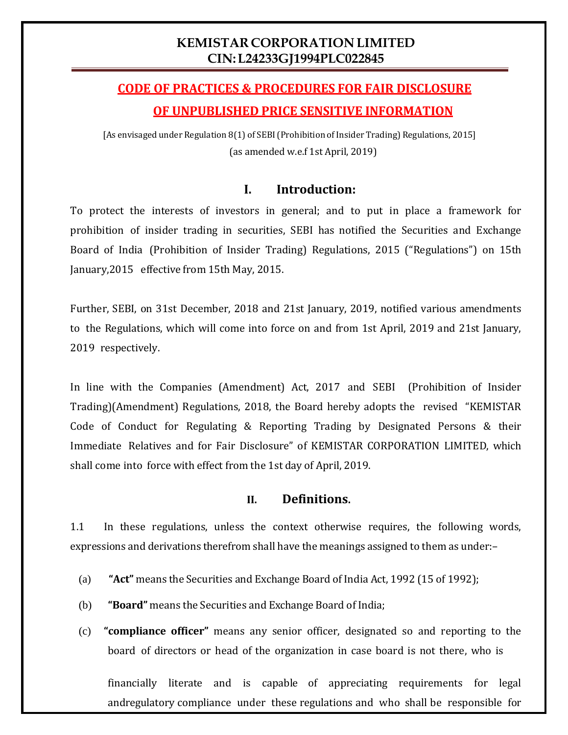# KEMISTAR CORPORATION LIMITED
## CIN: L24233GJ1994PLC022845

## CODE OF PRACTICES & PROCEDURES FOR FAIR DISCLOSURE OF UNPUBLISHED PRICE SENSITIVE INFORMATION

[As envisaged under Regulation 8(1) of SEBI (Prohibition of Insider Trading) Regulations, 2015]
(as amended w.e.f 1st April, 2019)

### I. Introduction:

To protect the interests of investors in general; and to put in place a framework for prohibition of insider trading in securities, SEBI has notified the Securities and Exchange Board of India (Prohibition of Insider Trading) Regulations, 2015 ("Regulations") on 15th January,2015 effective from 15th May, 2015.

Further, SEBI, on 31st December, 2018 and 21st January, 2019, notified various amendments to the Regulations, which will come into force on and from 1st April, 2019 and 21st January, 2019 respectively.

In line with the Companies (Amendment) Act, 2017 and SEBI (Prohibition of Insider Trading)(Amendment) Regulations, 2018, the Board hereby adopts the revised "KEMISTAR Code of Conduct for Regulating & Reporting Trading by Designated Persons & their Immediate Relatives and for Fair Disclosure" of KEMISTAR CORPORATION LIMITED, which shall come into force with effect from the 1st day of April, 2019.

### II. Definitions.

1.1 In these regulations, unless the context otherwise requires, the following words, expressions and derivations therefrom shall have the meanings assigned to them as under:–

(a) **"Act"** means the Securities and Exchange Board of India Act, 1992 (15 of 1992);

(b) **"Board"** means the Securities and Exchange Board of India;

(c) **"compliance officer"** means any senior officer, designated so and reporting to the board of directors or head of the organization in case board is not there, who is financially literate and is capable of appreciating requirements for legal andregulatory compliance under these regulations and who shall be responsible for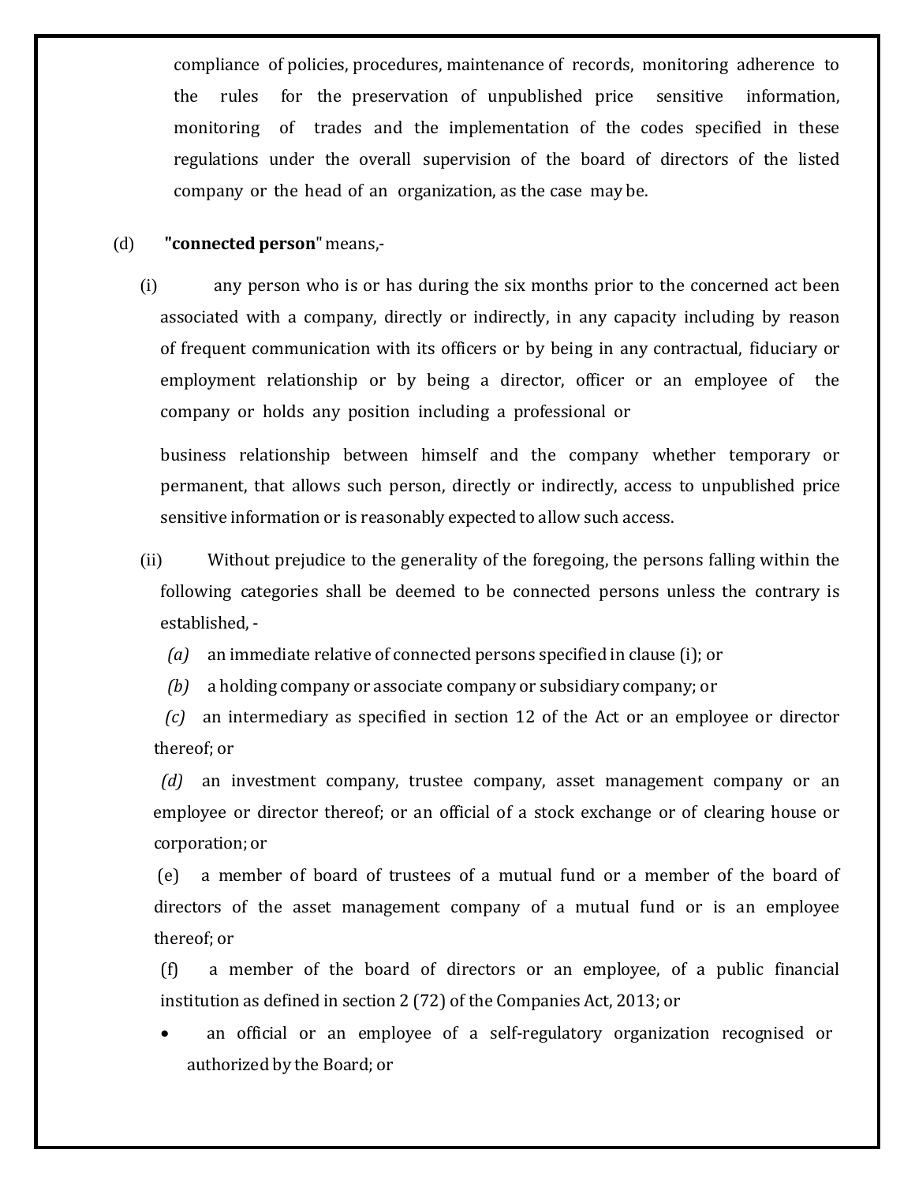compliance of policies, procedures, maintenance of records, monitoring adherence to the rules for the preservation of unpublished price sensitive information, monitoring of trades and the implementation of the codes specified in these regulations under the overall supervision of the board of directors of the listed company or the head of an organization, as the case may be.

(d) **"connected person"** means,-

(i) any person who is or has during the six months prior to the concerned act been associated with a company, directly or indirectly, in any capacity including by reason of frequent communication with its officers or by being in any contractual, fiduciary or employment relationship or by being a director, officer or an employee of the company or holds any position including a professional or

business relationship between himself and the company whether temporary or permanent, that allows such person, directly or indirectly, access to unpublished price sensitive information or is reasonably expected to allow such access.

(ii) Without prejudice to the generality of the foregoing, the persons falling within the following categories shall be deemed to be connected persons unless the contrary is established, -

*(a)* an immediate relative of connected persons specified in clause (i); or

*(b)* a holding company or associate company or subsidiary company; or

*(c)* an intermediary as specified in section 12 of the Act or an employee or director thereof; or

*(d)* an investment company, trustee company, asset management company or an employee or director thereof; or an official of a stock exchange or of clearing house or corporation; or

(e) a member of board of trustees of a mutual fund or a member of the board of directors of the asset management company of a mutual fund or is an employee thereof; or

(f) a member of the board of directors or an employee, of a public financial institution as defined in section 2 (72) of the Companies Act, 2013; or

- an official or an employee of a self-regulatory organization recognised or authorized by the Board; or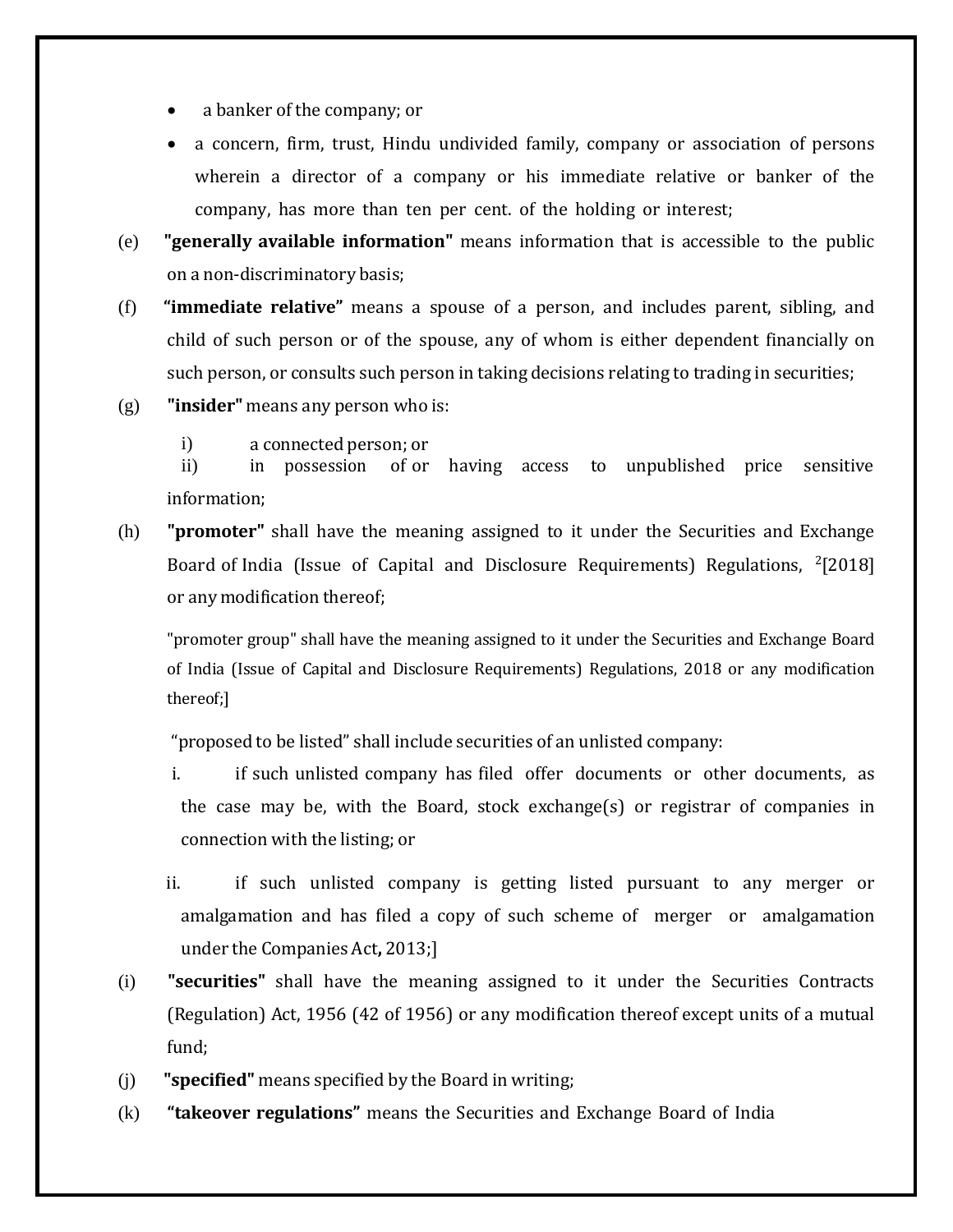- a banker of the company; or
- a concern, firm, trust, Hindu undivided family, company or association of persons wherein a director of a company or his immediate relative or banker of the company, has more than ten per cent. of the holding or interest;

(e) **"generally available information"** means information that is accessible to the public on a non-discriminatory basis;

(f) **"immediate relative"** means a spouse of a person, and includes parent, sibling, and child of such person or of the spouse, any of whom is either dependent financially on such person, or consults such person in taking decisions relating to trading in securities;

(g) **"insider"** means any person who is:

i) a connected person; or
ii) in possession of or having access to unpublished price sensitive information;

(h) **"promoter"** shall have the meaning assigned to it under the Securities and Exchange Board of India (Issue of Capital and Disclosure Requirements) Regulations, [2][2018] or any modification thereof;

"promoter group" shall have the meaning assigned to it under the Securities and Exchange Board of India (Issue of Capital and Disclosure Requirements) Regulations, 2018 or any modification thereof;]

"proposed to be listed" shall include securities of an unlisted company:

i. if such unlisted company has filed offer documents or other documents, as the case may be, with the Board, stock exchange(s) or registrar of companies in connection with the listing; or

ii. if such unlisted company is getting listed pursuant to any merger or amalgamation and has filed a copy of such scheme of merger or amalgamation under the Companies Act, 2013;]

(i) **"securities"** shall have the meaning assigned to it under the Securities Contracts (Regulation) Act, 1956 (42 of 1956) or any modification thereof except units of a mutual fund;

(j) **"specified"** means specified by the Board in writing;

(k) **"takeover regulations"** means the Securities and Exchange Board of India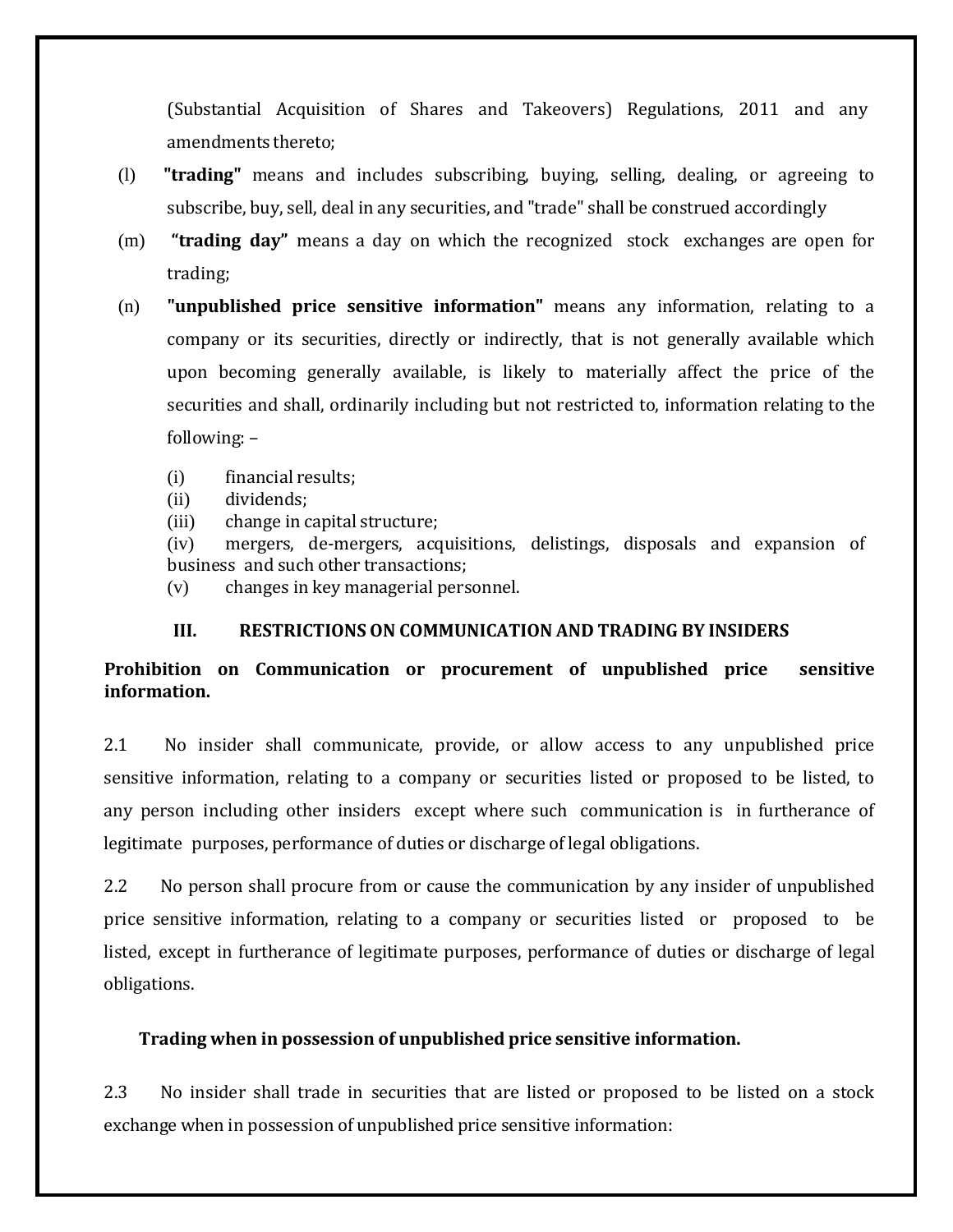(Substantial Acquisition of Shares and Takeovers) Regulations, 2011 and any amendments thereto;

(l) **"trading"** means and includes subscribing, buying, selling, dealing, or agreeing to subscribe, buy, sell, deal in any securities, and "trade" shall be construed accordingly

(m) **"trading day"** means a day on which the recognized stock exchanges are open for trading;

(n) **"unpublished price sensitive information"** means any information, relating to a company or its securities, directly or indirectly, that is not generally available which upon becoming generally available, is likely to materially affect the price of the securities and shall, ordinarily including but not restricted to, information relating to the following: –

(i) financial results;
(ii) dividends;
(iii) change in capital structure;
(iv) mergers, de-mergers, acquisitions, delistings, disposals and expansion of business and such other transactions;
(v) changes in key managerial personnel.

## III. RESTRICTIONS ON COMMUNICATION AND TRADING BY INSIDERS

**Prohibition on Communication or procurement of unpublished price sensitive information.**

2.1 No insider shall communicate, provide, or allow access to any unpublished price sensitive information, relating to a company or securities listed or proposed to be listed, to any person including other insiders except where such communication is in furtherance of legitimate purposes, performance of duties or discharge of legal obligations.

2.2 No person shall procure from or cause the communication by any insider of unpublished price sensitive information, relating to a company or securities listed or proposed to be listed, except in furtherance of legitimate purposes, performance of duties or discharge of legal obligations.

**Trading when in possession of unpublished price sensitive information.**

2.3 No insider shall trade in securities that are listed or proposed to be listed on a stock exchange when in possession of unpublished price sensitive information: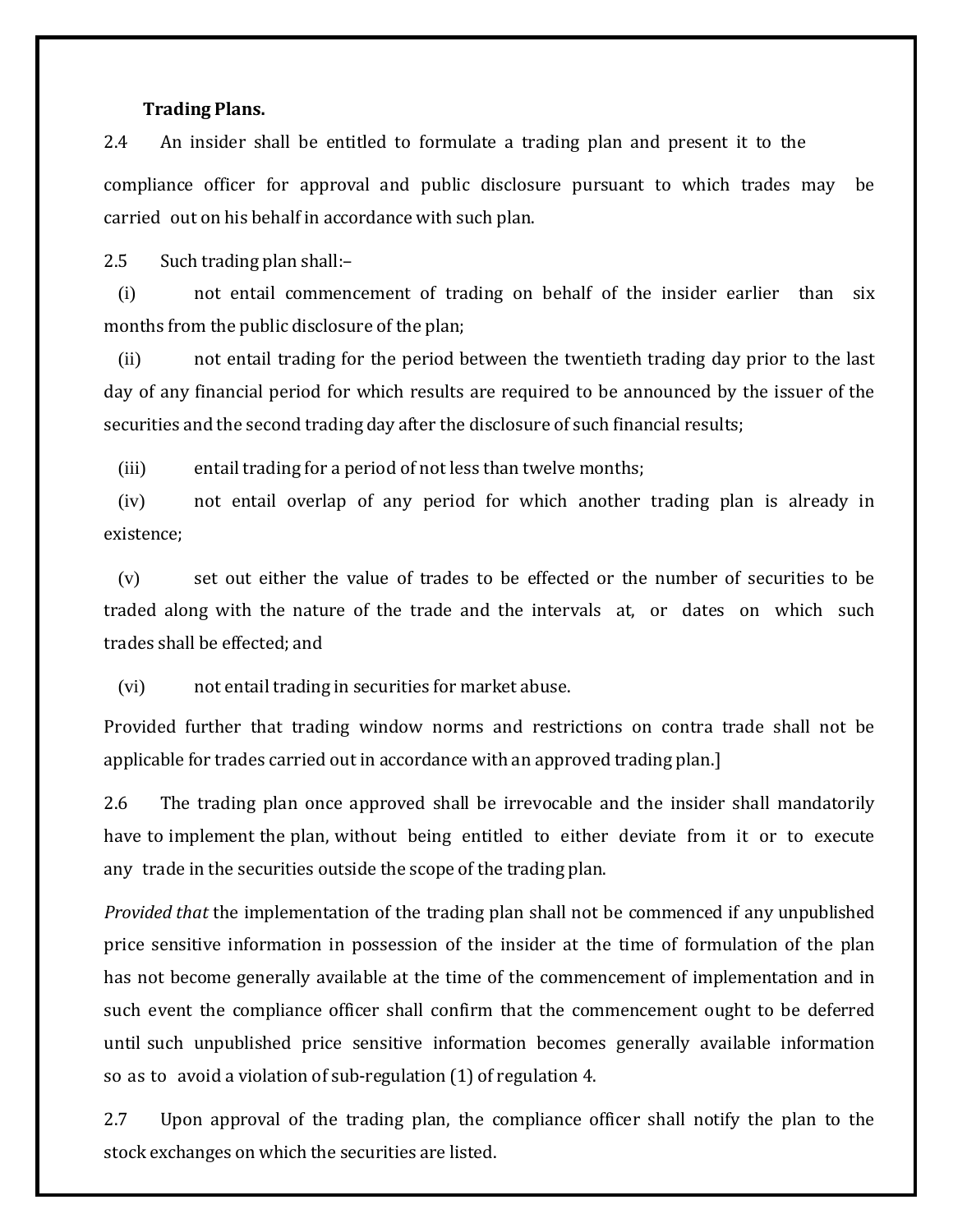**Trading Plans.**

2.4 An insider shall be entitled to formulate a trading plan and present it to the compliance officer for approval and public disclosure pursuant to which trades may be carried out on his behalf in accordance with such plan.

2.5 Such trading plan shall:–

(i) not entail commencement of trading on behalf of the insider earlier than six months from the public disclosure of the plan;

(ii) not entail trading for the period between the twentieth trading day prior to the last day of any financial period for which results are required to be announced by the issuer of the securities and the second trading day after the disclosure of such financial results;

(iii) entail trading for a period of not less than twelve months;

(iv) not entail overlap of any period for which another trading plan is already in existence;

(v) set out either the value of trades to be effected or the number of securities to be traded along with the nature of the trade and the intervals at, or dates on which such trades shall be effected; and

(vi) not entail trading in securities for market abuse.

Provided further that trading window norms and restrictions on contra trade shall not be applicable for trades carried out in accordance with an approved trading plan.]

2.6 The trading plan once approved shall be irrevocable and the insider shall mandatorily have to implement the plan, without being entitled to either deviate from it or to execute any trade in the securities outside the scope of the trading plan.

*Provided that* the implementation of the trading plan shall not be commenced if any unpublished price sensitive information in possession of the insider at the time of formulation of the plan has not become generally available at the time of the commencement of implementation and in such event the compliance officer shall confirm that the commencement ought to be deferred until such unpublished price sensitive information becomes generally available information so as to avoid a violation of sub-regulation (1) of regulation 4.

2.7 Upon approval of the trading plan, the compliance officer shall notify the plan to the stock exchanges on which the securities are listed.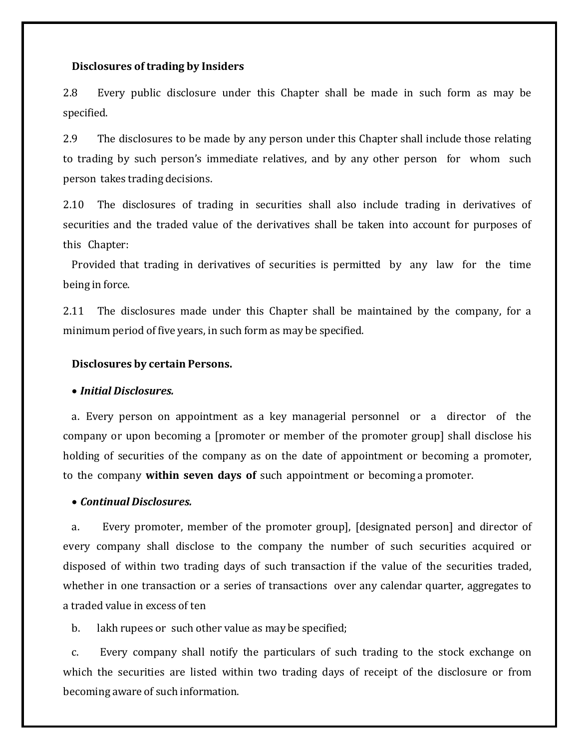**Disclosures of trading by Insiders**

2.8 Every public disclosure under this Chapter shall be made in such form as may be specified.

2.9 The disclosures to be made by any person under this Chapter shall include those relating to trading by such person's immediate relatives, and by any other person for whom such person takes trading decisions.

2.10 The disclosures of trading in securities shall also include trading in derivatives of securities and the traded value of the derivatives shall be taken into account for purposes of this Chapter:

Provided that trading in derivatives of securities is permitted by any law for the time being in force.

2.11 The disclosures made under this Chapter shall be maintained by the company, for a minimum period of five years, in such form as may be specified.

**Disclosures by certain Persons.**

- ***Initial Disclosures.***

a. Every person on appointment as a key managerial personnel or a director of the company or upon becoming a [promoter or member of the promoter group] shall disclose his holding of securities of the company as on the date of appointment or becoming a promoter, to the company **within seven days of** such appointment or becoming a promoter.

- ***Continual Disclosures.***

a. Every promoter, member of the promoter group], [designated person] and director of every company shall disclose to the company the number of such securities acquired or disposed of within two trading days of such transaction if the value of the securities traded, whether in one transaction or a series of transactions over any calendar quarter, aggregates to a traded value in excess of ten

b. lakh rupees or such other value as may be specified;

c. Every company shall notify the particulars of such trading to the stock exchange on which the securities are listed within two trading days of receipt of the disclosure or from becoming aware of such information.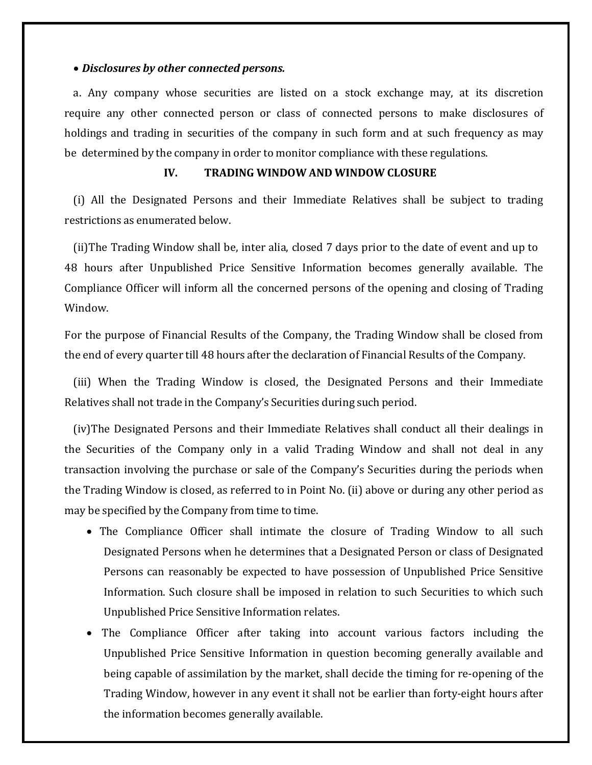- ***Disclosures by other connected persons.***

a. Any company whose securities are listed on a stock exchange may, at its discretion require any other connected person or class of connected persons to make disclosures of holdings and trading in securities of the company in such form and at such frequency as may be determined by the company in order to monitor compliance with these regulations.

## IV. TRADING WINDOW AND WINDOW CLOSURE

(i) All the Designated Persons and their Immediate Relatives shall be subject to trading restrictions as enumerated below.

(ii)The Trading Window shall be, inter alia, closed 7 days prior to the date of event and up to 48 hours after Unpublished Price Sensitive Information becomes generally available. The Compliance Officer will inform all the concerned persons of the opening and closing of Trading Window.

For the purpose of Financial Results of the Company, the Trading Window shall be closed from the end of every quarter till 48 hours after the declaration of Financial Results of the Company.

(iii) When the Trading Window is closed, the Designated Persons and their Immediate Relatives shall not trade in the Company's Securities during such period.

(iv)The Designated Persons and their Immediate Relatives shall conduct all their dealings in the Securities of the Company only in a valid Trading Window and shall not deal in any transaction involving the purchase or sale of the Company's Securities during the periods when the Trading Window is closed, as referred to in Point No. (ii) above or during any other period as may be specified by the Company from time to time.

- The Compliance Officer shall intimate the closure of Trading Window to all such Designated Persons when he determines that a Designated Person or class of Designated Persons can reasonably be expected to have possession of Unpublished Price Sensitive Information. Such closure shall be imposed in relation to such Securities to which such Unpublished Price Sensitive Information relates.
- The Compliance Officer after taking into account various factors including the Unpublished Price Sensitive Information in question becoming generally available and being capable of assimilation by the market, shall decide the timing for re-opening of the Trading Window, however in any event it shall not be earlier than forty-eight hours after the information becomes generally available.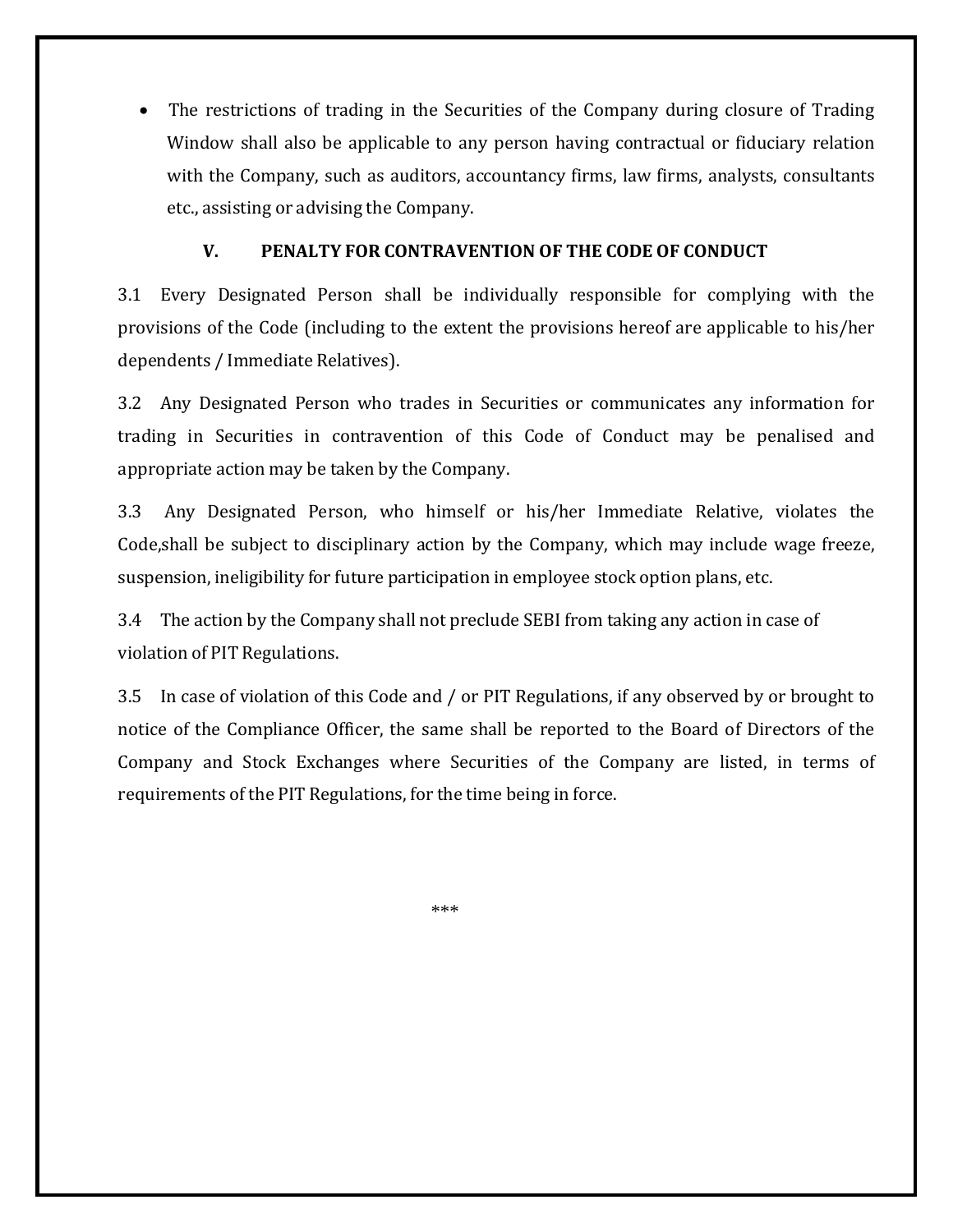- The restrictions of trading in the Securities of the Company during closure of Trading Window shall also be applicable to any person having contractual or fiduciary relation with the Company, such as auditors, accountancy firms, law firms, analysts, consultants etc., assisting or advising the Company.

## V. PENALTY FOR CONTRAVENTION OF THE CODE OF CONDUCT

3.1 Every Designated Person shall be individually responsible for complying with the provisions of the Code (including to the extent the provisions hereof are applicable to his/her dependents / Immediate Relatives).

3.2 Any Designated Person who trades in Securities or communicates any information for trading in Securities in contravention of this Code of Conduct may be penalised and appropriate action may be taken by the Company.

3.3 Any Designated Person, who himself or his/her Immediate Relative, violates the Code,shall be subject to disciplinary action by the Company, which may include wage freeze, suspension, ineligibility for future participation in employee stock option plans, etc.

3.4 The action by the Company shall not preclude SEBI from taking any action in case of violation of PIT Regulations.

3.5 In case of violation of this Code and / or PIT Regulations, if any observed by or brought to notice of the Compliance Officer, the same shall be reported to the Board of Directors of the Company and Stock Exchanges where Securities of the Company are listed, in terms of requirements of the PIT Regulations, for the time being in force.

***